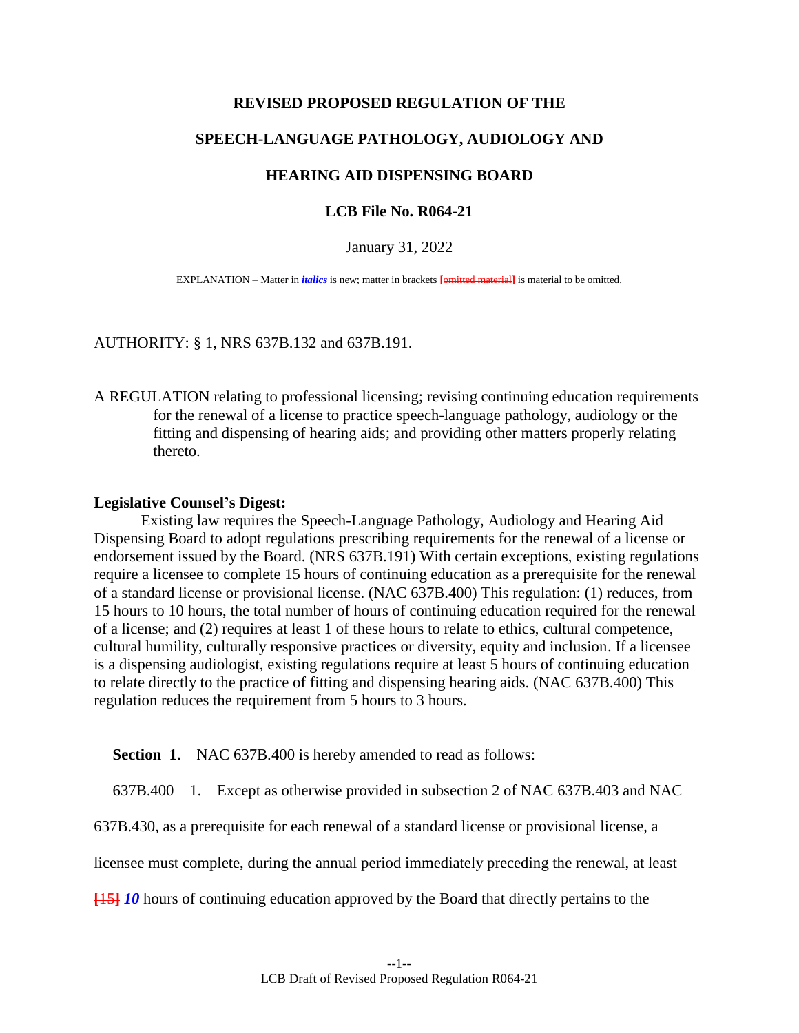**REVISED PROPOSED REGULATION OF THE**

**SPEECH-LANGUAGE PATHOLOGY, AUDIOLOGY AND**

**HEARING AID DISPENSING BOARD**

**LCB File No. R064-21**

January 31, 2022

EXPLANATION – Matter in ***italics*** is new; matter in brackets **[~~omitted material~~]** is material to be omitted.

AUTHORITY: § 1, NRS 637B.132 and 637B.191.

A REGULATION relating to professional licensing; revising continuing education requirements for the renewal of a license to practice speech-language pathology, audiology or the fitting and dispensing of hearing aids; and providing other matters properly relating thereto.

**Legislative Counsel's Digest:**

Existing law requires the Speech-Language Pathology, Audiology and Hearing Aid Dispensing Board to adopt regulations prescribing requirements for the renewal of a license or endorsement issued by the Board. (NRS 637B.191) With certain exceptions, existing regulations require a licensee to complete 15 hours of continuing education as a prerequisite for the renewal of a standard license or provisional license. (NAC 637B.400) This regulation: (1) reduces, from 15 hours to 10 hours, the total number of hours of continuing education required for the renewal of a license; and (2) requires at least 1 of these hours to relate to ethics, cultural competence, cultural humility, culturally responsive practices or diversity, equity and inclusion. If a licensee is a dispensing audiologist, existing regulations require at least 5 hours of continuing education to relate directly to the practice of fitting and dispensing hearing aids. (NAC 637B.400) This regulation reduces the requirement from 5 hours to 3 hours.

**Section 1.** NAC 637B.400 is hereby amended to read as follows:

637B.400 1. Except as otherwise provided in subsection 2 of NAC 637B.403 and NAC 637B.430, as a prerequisite for each renewal of a standard license or provisional license, a licensee must complete, during the annual period immediately preceding the renewal, at least **[~~15~~]** ***10*** hours of continuing education approved by the Board that directly pertains to the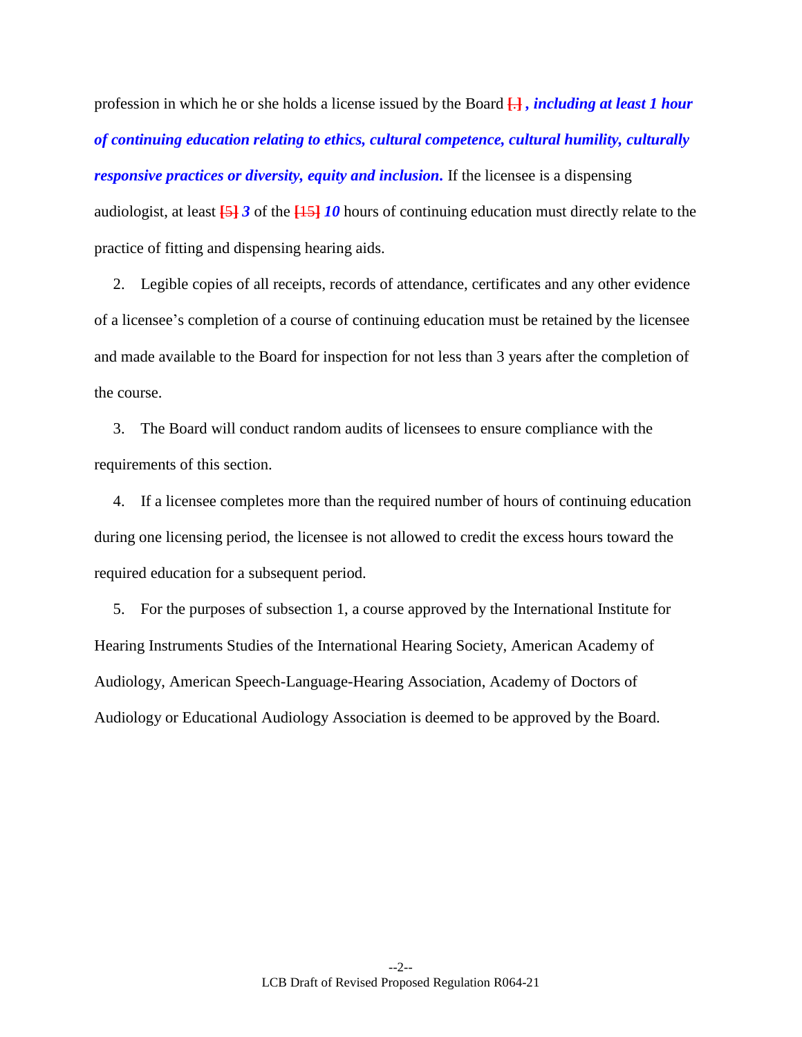profession in which he or she holds a license issued by the Board [.] *, including at least 1 hour of continuing education relating to ethics, cultural competence, cultural humility, culturally responsive practices or diversity, equity and inclusion.* If the licensee is a dispensing audiologist, at least [5] *3* of the [15] *10* hours of continuing education must directly relate to the practice of fitting and dispensing hearing aids.

2. Legible copies of all receipts, records of attendance, certificates and any other evidence of a licensee's completion of a course of continuing education must be retained by the licensee and made available to the Board for inspection for not less than 3 years after the completion of the course.

3. The Board will conduct random audits of licensees to ensure compliance with the requirements of this section.

4. If a licensee completes more than the required number of hours of continuing education during one licensing period, the licensee is not allowed to credit the excess hours toward the required education for a subsequent period.

5. For the purposes of subsection 1, a course approved by the International Institute for Hearing Instruments Studies of the International Hearing Society, American Academy of Audiology, American Speech-Language-Hearing Association, Academy of Doctors of Audiology or Educational Audiology Association is deemed to be approved by the Board.